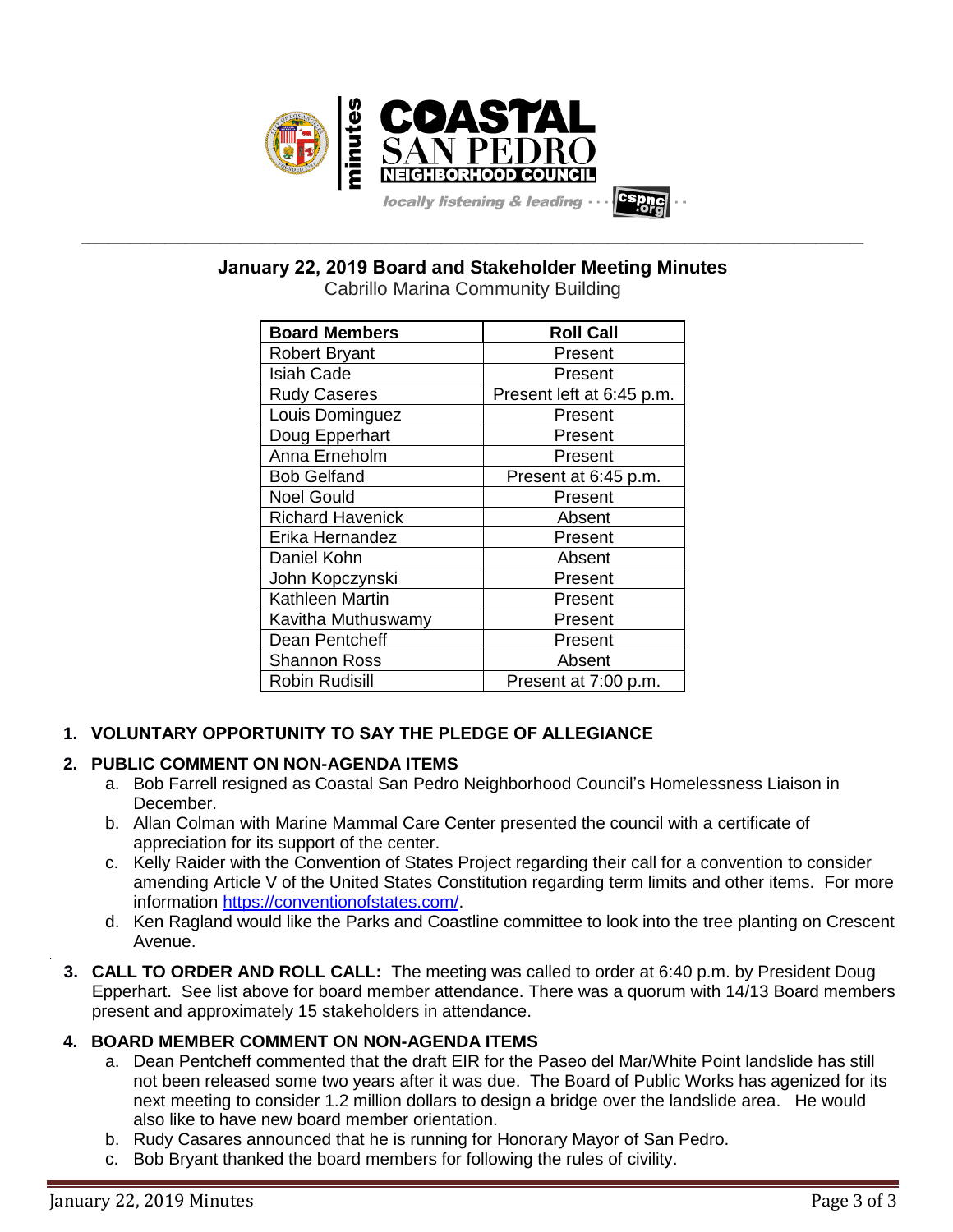**Coastal San Pedro Neighborhood Council — minutes**

*locally listening & leading ··· cspnc.org*

## January 22, 2019 Board and Stakeholder Meeting Minutes

Cabrillo Marina Community Building

| Board Members | Roll Call |
|---|---|
| Robert Bryant | Present |
| Isiah Cade | Present |
| Rudy Caseres | Present left at 6:45 p.m. |
| Louis Dominguez | Present |
| Doug Epperhart | Present |
| Anna Erneholm | Present |
| Bob Gelfand | Present at 6:45 p.m. |
| Noel Gould | Present |
| Richard Havenick | Absent |
| Erika Hernandez | Present |
| Daniel Kohn | Absent |
| John Kopczynski | Present |
| Kathleen Martin | Present |
| Kavitha Muthuswamy | Present |
| Dean Pentcheff | Present |
| Shannon Ross | Absent |
| Robin Rudisill | Present at 7:00 p.m. |

1. **VOLUNTARY OPPORTUNITY TO SAY THE PLEDGE OF ALLEGIANCE**

2. **PUBLIC COMMENT ON NON-AGENDA ITEMS**
   a. Bob Farrell resigned as Coastal San Pedro Neighborhood Council's Homelessness Liaison in December.
   b. Allan Colman with Marine Mammal Care Center presented the council with a certificate of appreciation for its support of the center.
   c. Kelly Raider with the Convention of States Project regarding their call for a convention to consider amending Article V of the United States Constitution regarding term limits and other items. For more information https://conventionofstates.com/.
   d. Ken Ragland would like the Parks and Coastline committee to look into the tree planting on Crescent Avenue.

3. **CALL TO ORDER AND ROLL CALL:** The meeting was called to order at 6:40 p.m. by President Doug Epperhart. See list above for board member attendance. There was a quorum with 14/13 Board members present and approximately 15 stakeholders in attendance.

4. **BOARD MEMBER COMMENT ON NON-AGENDA ITEMS**
   a. Dean Pentcheff commented that the draft EIR for the Paseo del Mar/White Point landslide has still not been released some two years after it was due. The Board of Public Works has agenized for its next meeting to consider 1.2 million dollars to design a bridge over the landslide area. He would also like to have new board member orientation.
   b. Rudy Casares announced that he is running for Honorary Mayor of San Pedro.
   c. Bob Bryant thanked the board members for following the rules of civility.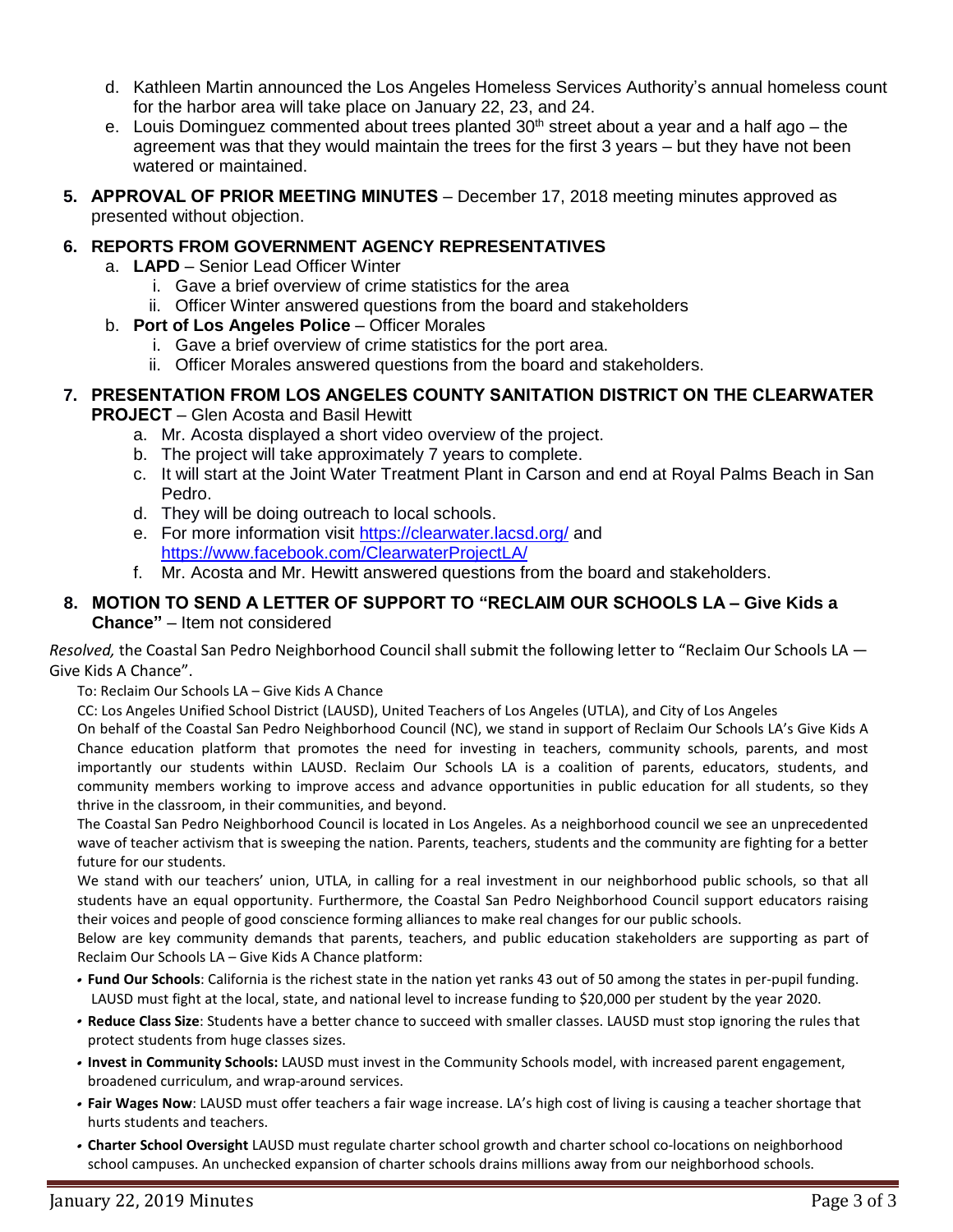d. Kathleen Martin announced the Los Angeles Homeless Services Authority's annual homeless count for the harbor area will take place on January 22, 23, and 24.
e. Louis Dominguez commented about trees planted 30th street about a year and a half ago – the agreement was that they would maintain the trees for the first 3 years – but they have not been watered or maintained.

5. **APPROVAL OF PRIOR MEETING MINUTES** – December 17, 2018 meeting minutes approved as presented without objection.

6. **REPORTS FROM GOVERNMENT AGENCY REPRESENTATIVES**
   a. **LAPD** – Senior Lead Officer Winter
      i. Gave a brief overview of crime statistics for the area
      ii. Officer Winter answered questions from the board and stakeholders
   b. **Port of Los Angeles Police** – Officer Morales
      i. Gave a brief overview of crime statistics for the port area.
      ii. Officer Morales answered questions from the board and stakeholders.

7. **PRESENTATION FROM LOS ANGELES COUNTY SANITATION DISTRICT ON THE CLEARWATER PROJECT** – Glen Acosta and Basil Hewitt
   a. Mr. Acosta displayed a short video overview of the project.
   b. The project will take approximately 7 years to complete.
   c. It will start at the Joint Water Treatment Plant in Carson and end at Royal Palms Beach in San Pedro.
   d. They will be doing outreach to local schools.
   e. For more information visit https://clearwater.lacsd.org/ and https://www.facebook.com/ClearwaterProjectLA/
   f. Mr. Acosta and Mr. Hewitt answered questions from the board and stakeholders.

8. **MOTION TO SEND A LETTER OF SUPPORT TO "RECLAIM OUR SCHOOLS LA – Give Kids a Chance"** – Item not considered

*Resolved,* the Coastal San Pedro Neighborhood Council shall submit the following letter to "Reclaim Our Schools LA — Give Kids A Chance".

To: Reclaim Our Schools LA – Give Kids A Chance

CC: Los Angeles Unified School District (LAUSD), United Teachers of Los Angeles (UTLA), and City of Los Angeles

On behalf of the Coastal San Pedro Neighborhood Council (NC), we stand in support of Reclaim Our Schools LA's Give Kids A Chance education platform that promotes the need for investing in teachers, community schools, parents, and most importantly our students within LAUSD. Reclaim Our Schools LA is a coalition of parents, educators, students, and community members working to improve access and advance opportunities in public education for all students, so they thrive in the classroom, in their communities, and beyond.

The Coastal San Pedro Neighborhood Council is located in Los Angeles. As a neighborhood council we see an unprecedented wave of teacher activism that is sweeping the nation. Parents, teachers, students and the community are fighting for a better future for our students.

We stand with our teachers' union, UTLA, in calling for a real investment in our neighborhood public schools, so that all students have an equal opportunity. Furthermore, the Coastal San Pedro Neighborhood Council support educators raising their voices and people of good conscience forming alliances to make real changes for our public schools.

Below are key community demands that parents, teachers, and public education stakeholders are supporting as part of Reclaim Our Schools LA – Give Kids A Chance platform:

- **Fund Our Schools**: California is the richest state in the nation yet ranks 43 out of 50 among the states in per-pupil funding. LAUSD must fight at the local, state, and national level to increase funding to $20,000 per student by the year 2020.
- **Reduce Class Size**: Students have a better chance to succeed with smaller classes. LAUSD must stop ignoring the rules that protect students from huge classes sizes.
- **Invest in Community Schools:** LAUSD must invest in the Community Schools model, with increased parent engagement, broadened curriculum, and wrap-around services.
- **Fair Wages Now**: LAUSD must offer teachers a fair wage increase. LA's high cost of living is causing a teacher shortage that hurts students and teachers.
- **Charter School Oversight** LAUSD must regulate charter school growth and charter school co-locations on neighborhood school campuses. An unchecked expansion of charter schools drains millions away from our neighborhood schools.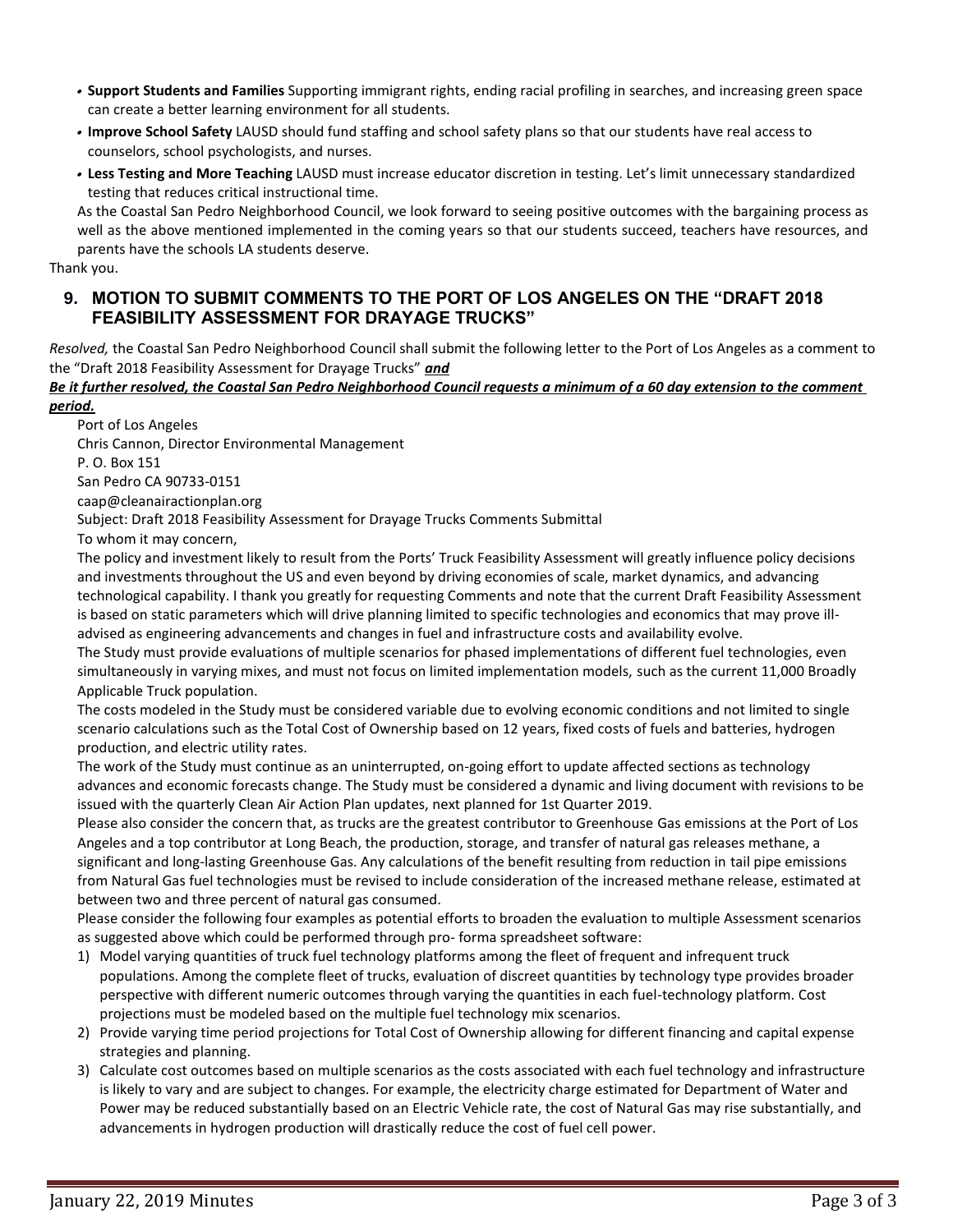- **Support Students and Families** Supporting immigrant rights, ending racial profiling in searches, and increasing green space can create a better learning environment for all students.
- **Improve School Safety** LAUSD should fund staffing and school safety plans so that our students have real access to counselors, school psychologists, and nurses.
- **Less Testing and More Teaching** LAUSD must increase educator discretion in testing. Let's limit unnecessary standardized testing that reduces critical instructional time.

As the Coastal San Pedro Neighborhood Council, we look forward to seeing positive outcomes with the bargaining process as well as the above mentioned implemented in the coming years so that our students succeed, teachers have resources, and parents have the schools LA students deserve.

Thank you.

## 9. MOTION TO SUBMIT COMMENTS TO THE PORT OF LOS ANGELES ON THE "DRAFT 2018 FEASIBILITY ASSESSMENT FOR DRAYAGE TRUCKS"

*Resolved,* the Coastal San Pedro Neighborhood Council shall submit the following letter to the Port of Los Angeles as a comment to the "Draft 2018 Feasibility Assessment for Drayage Trucks" ***and***

***Be it further resolved, the Coastal San Pedro Neighborhood Council requests a minimum of a 60 day extension to the comment period.***

Port of Los Angeles
Chris Cannon, Director Environmental Management
P. O. Box 151
San Pedro CA 90733-0151
caap@cleanairactionplan.org

Subject: Draft 2018 Feasibility Assessment for Drayage Trucks Comments Submittal

To whom it may concern,

The policy and investment likely to result from the Ports' Truck Feasibility Assessment will greatly influence policy decisions and investments throughout the US and even beyond by driving economies of scale, market dynamics, and advancing technological capability. I thank you greatly for requesting Comments and note that the current Draft Feasibility Assessment is based on static parameters which will drive planning limited to specific technologies and economics that may prove ill-advised as engineering advancements and changes in fuel and infrastructure costs and availability evolve.

The Study must provide evaluations of multiple scenarios for phased implementations of different fuel technologies, even simultaneously in varying mixes, and must not focus on limited implementation models, such as the current 11,000 Broadly Applicable Truck population.

The costs modeled in the Study must be considered variable due to evolving economic conditions and not limited to single scenario calculations such as the Total Cost of Ownership based on 12 years, fixed costs of fuels and batteries, hydrogen production, and electric utility rates.

The work of the Study must continue as an uninterrupted, on-going effort to update affected sections as technology advances and economic forecasts change. The Study must be considered a dynamic and living document with revisions to be issued with the quarterly Clean Air Action Plan updates, next planned for 1st Quarter 2019.

Please also consider the concern that, as trucks are the greatest contributor to Greenhouse Gas emissions at the Port of Los Angeles and a top contributor at Long Beach, the production, storage, and transfer of natural gas releases methane, a significant and long-lasting Greenhouse Gas. Any calculations of the benefit resulting from reduction in tail pipe emissions from Natural Gas fuel technologies must be revised to include consideration of the increased methane release, estimated at between two and three percent of natural gas consumed.

Please consider the following four examples as potential efforts to broaden the evaluation to multiple Assessment scenarios as suggested above which could be performed through pro- forma spreadsheet software:

1) Model varying quantities of truck fuel technology platforms among the fleet of frequent and infrequent truck populations. Among the complete fleet of trucks, evaluation of discreet quantities by technology type provides broader perspective with different numeric outcomes through varying the quantities in each fuel-technology platform. Cost projections must be modeled based on the multiple fuel technology mix scenarios.
2) Provide varying time period projections for Total Cost of Ownership allowing for different financing and capital expense strategies and planning.
3) Calculate cost outcomes based on multiple scenarios as the costs associated with each fuel technology and infrastructure is likely to vary and are subject to changes. For example, the electricity charge estimated for Department of Water and Power may be reduced substantially based on an Electric Vehicle rate, the cost of Natural Gas may rise substantially, and advancements in hydrogen production will drastically reduce the cost of fuel cell power.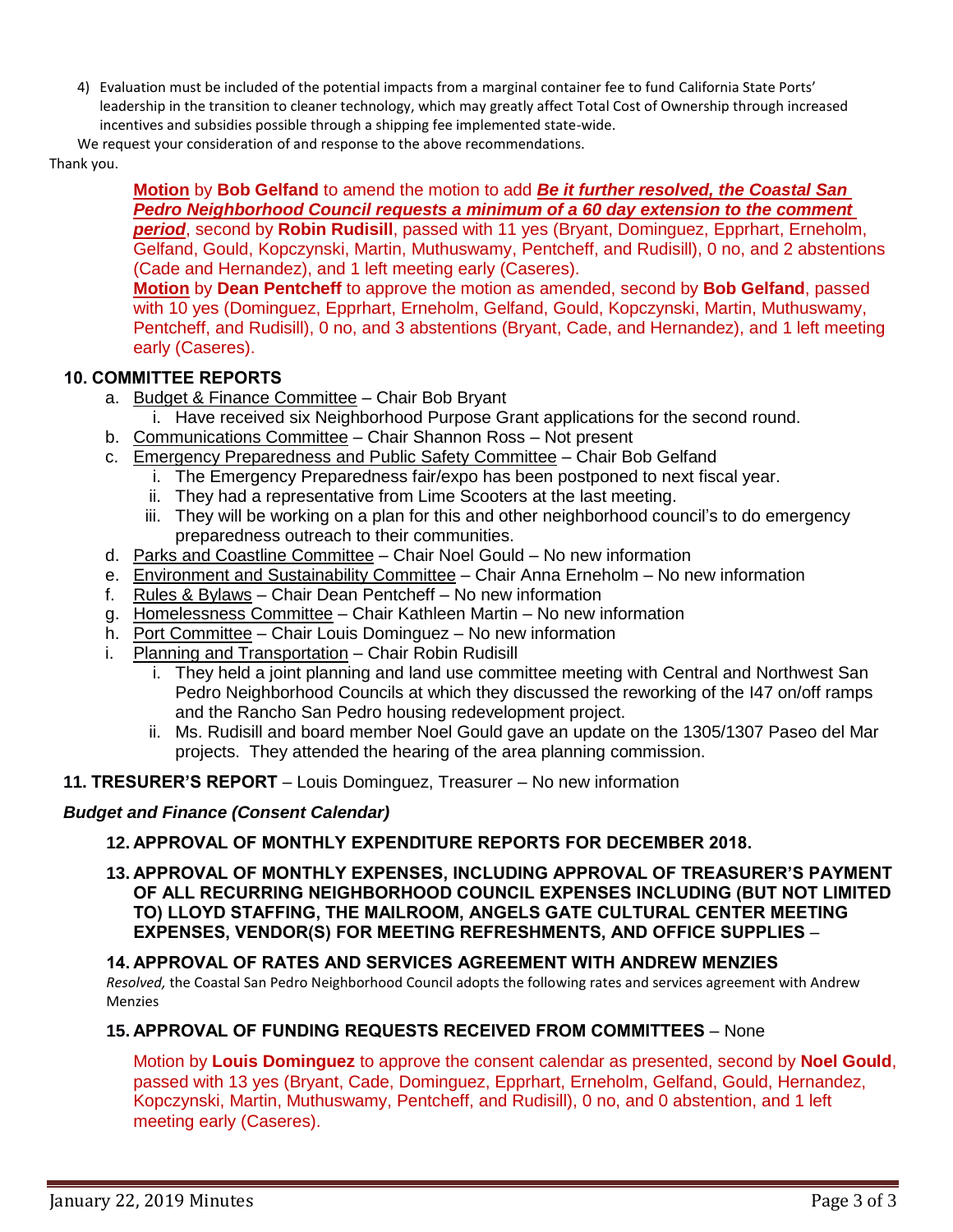4) Evaluation must be included of the potential impacts from a marginal container fee to fund California State Ports' leadership in the transition to cleaner technology, which may greatly affect Total Cost of Ownership through increased incentives and subsidies possible through a shipping fee implemented state-wide.

We request your consideration of and response to the above recommendations.

Thank you.

**Motion** by **Bob Gelfand** to amend the motion to add ***Be it further resolved, the Coastal San Pedro Neighborhood Council requests a minimum of a 60 day extension to the comment period***, second by **Robin Rudisill**, passed with 11 yes (Bryant, Dominguez, Epprhart, Erneholm, Gelfand, Gould, Kopczynski, Martin, Muthuswamy, Pentcheff, and Rudisill), 0 no, and 2 abstentions (Cade and Hernandez), and 1 left meeting early (Caseres).

**Motion** by **Dean Pentcheff** to approve the motion as amended, second by **Bob Gelfand**, passed with 10 yes (Dominguez, Epprhart, Erneholm, Gelfand, Gould, Kopczynski, Martin, Muthuswamy, Pentcheff, and Rudisill), 0 no, and 3 abstentions (Bryant, Cade, and Hernandez), and 1 left meeting early (Caseres).

## 10. COMMITTEE REPORTS

a. Budget & Finance Committee – Chair Bob Bryant
   i. Have received six Neighborhood Purpose Grant applications for the second round.

b. Communications Committee – Chair Shannon Ross – Not present

c. Emergency Preparedness and Public Safety Committee – Chair Bob Gelfand
   i. The Emergency Preparedness fair/expo has been postponed to next fiscal year.
   ii. They had a representative from Lime Scooters at the last meeting.
   iii. They will be working on a plan for this and other neighborhood council's to do emergency preparedness outreach to their communities.

d. Parks and Coastline Committee – Chair Noel Gould – No new information

e. Environment and Sustainability Committee – Chair Anna Erneholm – No new information

f. Rules & Bylaws – Chair Dean Pentcheff – No new information

g. Homelessness Committee – Chair Kathleen Martin – No new information

h. Port Committee – Chair Louis Dominguez – No new information

i. Planning and Transportation – Chair Robin Rudisill
   i. They held a joint planning and land use committee meeting with Central and Northwest San Pedro Neighborhood Councils at which they discussed the reworking of the I47 on/off ramps and the Rancho San Pedro housing redevelopment project.
   ii. Ms. Rudisill and board member Noel Gould gave an update on the 1305/1307 Paseo del Mar projects. They attended the hearing of the area planning commission.

**11. TRESURER'S REPORT** – Louis Dominguez, Treasurer – No new information

***Budget and Finance (Consent Calendar)***

**12. APPROVAL OF MONTHLY EXPENDITURE REPORTS FOR DECEMBER 2018.**

**13. APPROVAL OF MONTHLY EXPENSES, INCLUDING APPROVAL OF TREASURER'S PAYMENT OF ALL RECURRING NEIGHBORHOOD COUNCIL EXPENSES INCLUDING (BUT NOT LIMITED TO) LLOYD STAFFING, THE MAILROOM, ANGELS GATE CULTURAL CENTER MEETING EXPENSES, VENDOR(S) FOR MEETING REFRESHMENTS, AND OFFICE SUPPLIES** –

**14. APPROVAL OF RATES AND SERVICES AGREEMENT WITH ANDREW MENZIES**

*Resolved,* the Coastal San Pedro Neighborhood Council adopts the following rates and services agreement with Andrew Menzies

**15. APPROVAL OF FUNDING REQUESTS RECEIVED FROM COMMITTEES** – None

Motion by **Louis Dominguez** to approve the consent calendar as presented, second by **Noel Gould**, passed with 13 yes (Bryant, Cade, Dominguez, Epprhart, Erneholm, Gelfand, Gould, Hernandez, Kopczynski, Martin, Muthuswamy, Pentcheff, and Rudisill), 0 no, and 0 abstention, and 1 left meeting early (Caseres).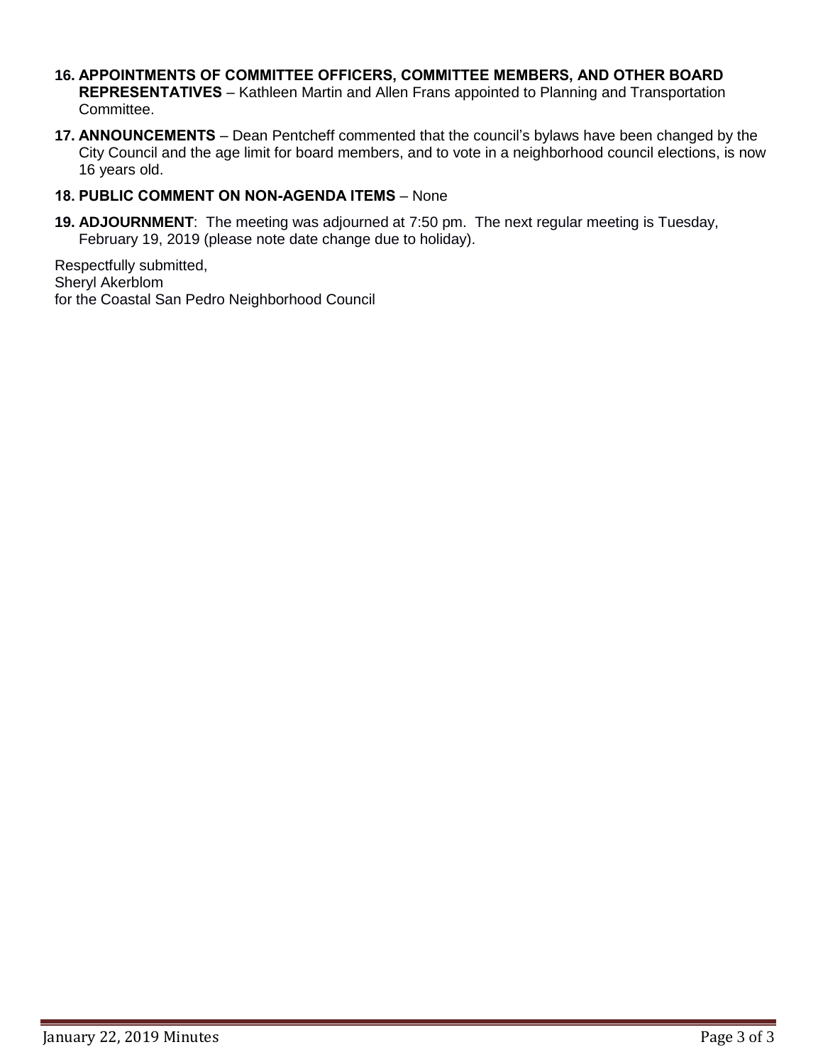16. **APPOINTMENTS OF COMMITTEE OFFICERS, COMMITTEE MEMBERS, AND OTHER BOARD REPRESENTATIVES** – Kathleen Martin and Allen Frans appointed to Planning and Transportation Committee.

17. **ANNOUNCEMENTS** – Dean Pentcheff commented that the council's bylaws have been changed by the City Council and the age limit for board members, and to vote in a neighborhood council elections, is now 16 years old.

18. **PUBLIC COMMENT ON NON-AGENDA ITEMS** – None

19. **ADJOURNMENT**: The meeting was adjourned at 7:50 pm. The next regular meeting is Tuesday, February 19, 2019 (please note date change due to holiday).

Respectfully submitted,
Sheryl Akerblom
for the Coastal San Pedro Neighborhood Council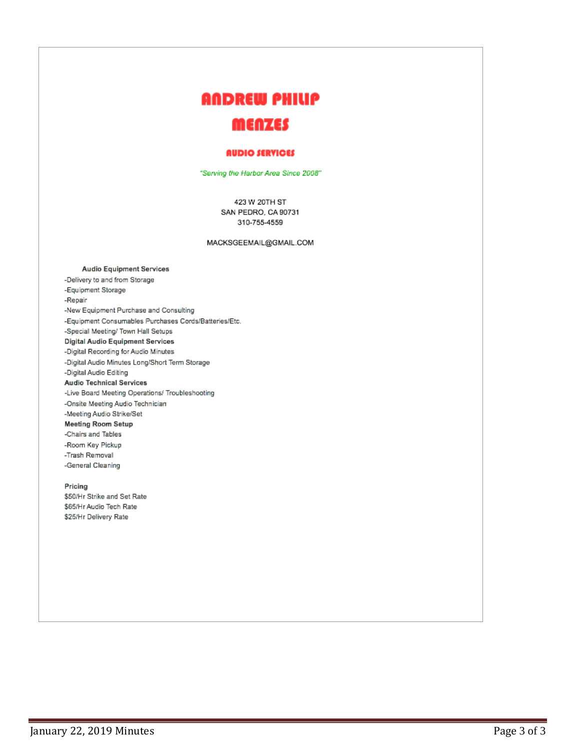# ANDREW PHILIP MENZES

## AUDIO SERVICES

*"Serving the Harbor Area Since 2008"*

423 W 20TH ST
SAN PEDRO, CA 90731
310-755-4559

MACKSGEEMAIL@GMAIL.COM

**Audio Equipment Services**

-Delivery to and from Storage
-Equipment Storage
-Repair
-New Equipment Purchase and Consulting
-Equipment Consumables Purchases Cords/Batteries/Etc.
-Special Meeting/ Town Hall Setups

**Digital Audio Equipment Services**

-Digital Recording for Audio Minutes
-Digital Audio Minutes Long/Short Term Storage
-Digital Audio Editing

**Audio Technical Services**

-Live Board Meeting Operations/ Troubleshooting
-Onsite Meeting Audio Technician
-Meeting Audio Strike/Set

**Meeting Room Setup**

-Chairs and Tables
-Room Key Pickup
-Trash Removal
-General Cleaning

**Pricing**

$50/Hr Strike and Set Rate
$65/Hr Audio Tech Rate
$25/Hr Delivery Rate